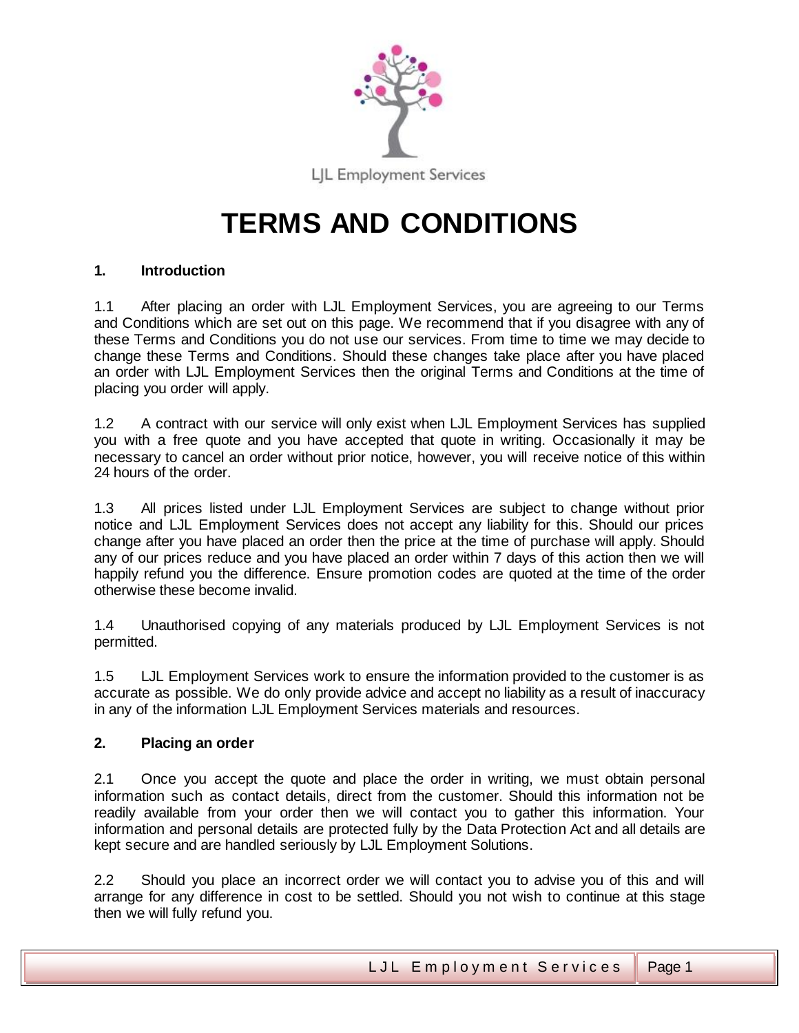LJL Employment Services

# TERMS AND CONDITIONS

## 1. Introduction

1.1 After placing an order with LJL Employment Services, you are agreeing to our Terms and Conditions which are set out on this page. We recommend that if you disagree with any of these Terms and Conditions you do not use our services. From time to time we may decide to change these Terms and Conditions. Should these changes take place after you have placed an order with LJL Employment Services then the original Terms and Conditions at the time of placing you order will apply.

1.2 A contract with our service will only exist when LJL Employment Services has supplied you with a free quote and you have accepted that quote in writing. Occasionally it may be necessary to cancel an order without prior notice, however, you will receive notice of this within 24 hours of the order.

1.3 All prices listed under LJL Employment Services are subject to change without prior notice and LJL Employment Services does not accept any liability for this. Should our prices change after you have placed an order then the price at the time of purchase will apply. Should any of our prices reduce and you have placed an order within 7 days of this action then we will happily refund you the difference. Ensure promotion codes are quoted at the time of the order otherwise these become invalid.

1.4 Unauthorised copying of any materials produced by LJL Employment Services is not permitted.

1.5 LJL Employment Services work to ensure the information provided to the customer is as accurate as possible. We do only provide advice and accept no liability as a result of inaccuracy in any of the information LJL Employment Services materials and resources.

## 2. Placing an order

2.1 Once you accept the quote and place the order in writing, we must obtain personal information such as contact details, direct from the customer. Should this information not be readily available from your order then we will contact you to gather this information. Your information and personal details are protected fully by the Data Protection Act and all details are kept secure and are handled seriously by LJL Employment Solutions.

2.2 Should you place an incorrect order we will contact you to advise you of this and will arrange for any difference in cost to be settled. Should you not wish to continue at this stage then we will fully refund you.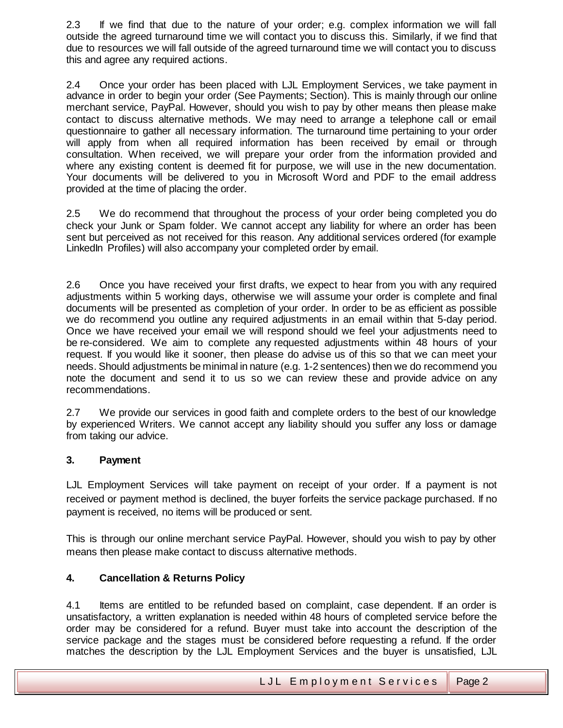2.3 If we find that due to the nature of your order; e.g. complex information we will fall outside the agreed turnaround time we will contact you to discuss this. Similarly, if we find that due to resources we will fall outside of the agreed turnaround time we will contact you to discuss this and agree any required actions.

2.4 Once your order has been placed with LJL Employment Services, we take payment in advance in order to begin your order (See Payments; Section). This is mainly through our online merchant service, PayPal. However, should you wish to pay by other means then please make contact to discuss alternative methods. We may need to arrange a telephone call or email questionnaire to gather all necessary information. The turnaround time pertaining to your order will apply from when all required information has been received by email or through consultation. When received, we will prepare your order from the information provided and where any existing content is deemed fit for purpose, we will use in the new documentation. Your documents will be delivered to you in Microsoft Word and PDF to the email address provided at the time of placing the order.

2.5 We do recommend that throughout the process of your order being completed you do check your Junk or Spam folder. We cannot accept any liability for where an order has been sent but perceived as not received for this reason. Any additional services ordered (for example LinkedIn Profiles) will also accompany your completed order by email.

2.6 Once you have received your first drafts, we expect to hear from you with any required adjustments within 5 working days, otherwise we will assume your order is complete and final documents will be presented as completion of your order. In order to be as efficient as possible we do recommend you outline any required adjustments in an email within that 5-day period. Once we have received your email we will respond should we feel your adjustments need to be re-considered. We aim to complete any requested adjustments within 48 hours of your request. If you would like it sooner, then please do advise us of this so that we can meet your needs. Should adjustments be minimal in nature (e.g. 1-2 sentences) then we do recommend you note the document and send it to us so we can review these and provide advice on any recommendations.

2.7 We provide our services in good faith and complete orders to the best of our knowledge by experienced Writers. We cannot accept any liability should you suffer any loss or damage from taking our advice.

**3. Payment**

LJL Employment Services will take payment on receipt of your order. If a payment is not received or payment method is declined, the buyer forfeits the service package purchased. If no payment is received, no items will be produced or sent.

This is through our online merchant service PayPal. However, should you wish to pay by other means then please make contact to discuss alternative methods.

**4. Cancellation & Returns Policy**

4.1 Items are entitled to be refunded based on complaint, case dependent. If an order is unsatisfactory, a written explanation is needed within 48 hours of completed service before the order may be considered for a refund. Buyer must take into account the description of the service package and the stages must be considered before requesting a refund. If the order matches the description by the LJL Employment Services and the buyer is unsatisfied, LJL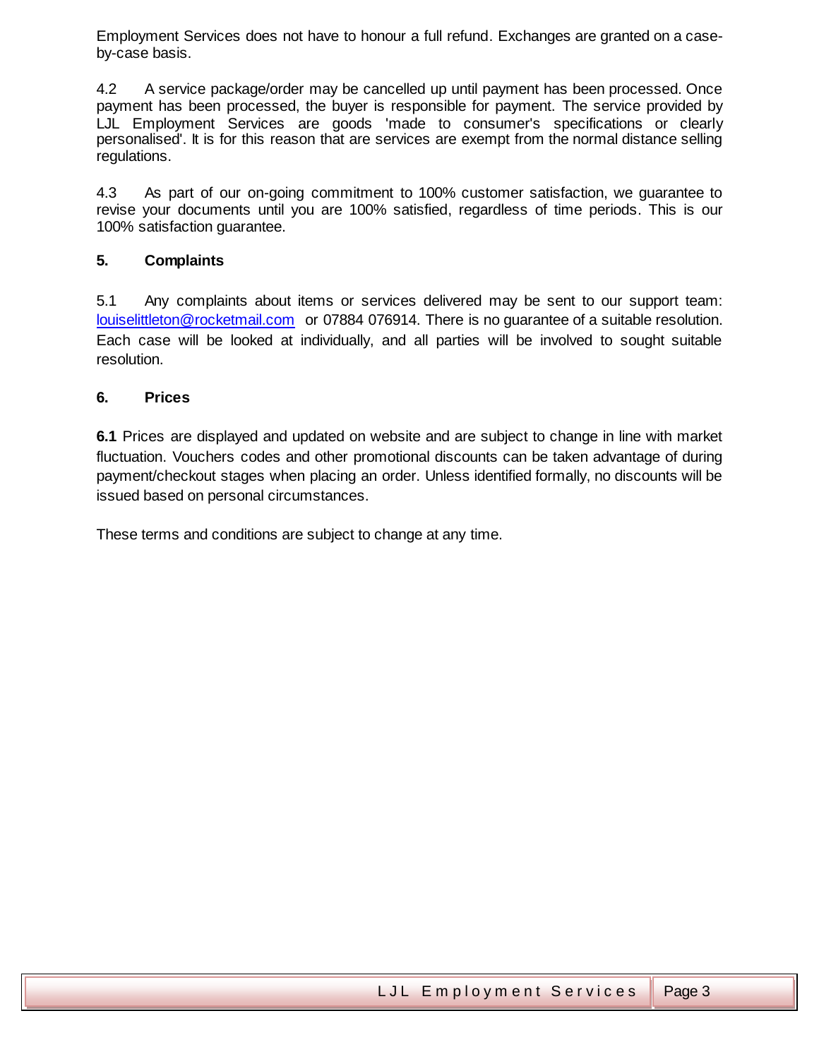Employment Services does not have to honour a full refund. Exchanges are granted on a case-by-case basis.

4.2 A service package/order may be cancelled up until payment has been processed. Once payment has been processed, the buyer is responsible for payment. The service provided by LJL Employment Services are goods 'made to consumer's specifications or clearly personalised'. It is for this reason that are services are exempt from the normal distance selling regulations.

4.3 As part of our on-going commitment to 100% customer satisfaction, we guarantee to revise your documents until you are 100% satisfied, regardless of time periods. This is our 100% satisfaction guarantee.

## 5. Complaints

5.1 Any complaints about items or services delivered may be sent to our support team: louiselittleton@rocketmail.com or 07884 076914. There is no guarantee of a suitable resolution. Each case will be looked at individually, and all parties will be involved to sought suitable resolution.

## 6. Prices

**6.1** Prices are displayed and updated on website and are subject to change in line with market fluctuation. Vouchers codes and other promotional discounts can be taken advantage of during payment/checkout stages when placing an order. Unless identified formally, no discounts will be issued based on personal circumstances.

These terms and conditions are subject to change at any time.